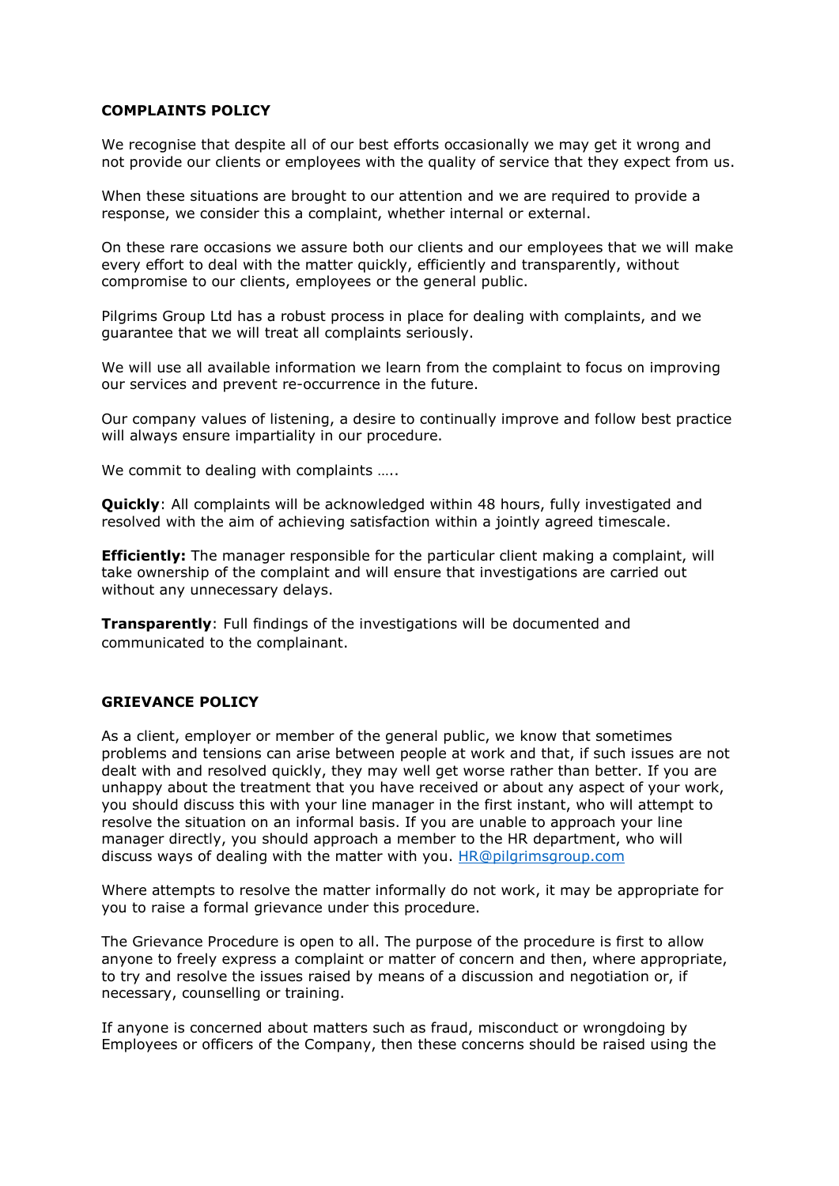## COMPLAINTS POLICY

We recognise that despite all of our best efforts occasionally we may get it wrong and not provide our clients or employees with the quality of service that they expect from us.

When these situations are brought to our attention and we are required to provide a response, we consider this a complaint, whether internal or external.

On these rare occasions we assure both our clients and our employees that we will make every effort to deal with the matter quickly, efficiently and transparently, without compromise to our clients, employees or the general public.

Pilgrims Group Ltd has a robust process in place for dealing with complaints, and we guarantee that we will treat all complaints seriously.

We will use all available information we learn from the complaint to focus on improving our services and prevent re-occurrence in the future.

Our company values of listening, a desire to continually improve and follow best practice will always ensure impartiality in our procedure.

We commit to dealing with complaints …..

**Quickly**: All complaints will be acknowledged within 48 hours, fully investigated and resolved with the aim of achieving satisfaction within a jointly agreed timescale.

**Efficiently:** The manager responsible for the particular client making a complaint, will take ownership of the complaint and will ensure that investigations are carried out without any unnecessary delays.

**Transparently**: Full findings of the investigations will be documented and communicated to the complainant.

## GRIEVANCE POLICY

As a client, employer or member of the general public, we know that sometimes problems and tensions can arise between people at work and that, if such issues are not dealt with and resolved quickly, they may well get worse rather than better. If you are unhappy about the treatment that you have received or about any aspect of your work, you should discuss this with your line manager in the first instant, who will attempt to resolve the situation on an informal basis. If you are unable to approach your line manager directly, you should approach a member to the HR department, who will discuss ways of dealing with the matter with you. HR@pilgrimsgroup.com

Where attempts to resolve the matter informally do not work, it may be appropriate for you to raise a formal grievance under this procedure.

The Grievance Procedure is open to all. The purpose of the procedure is first to allow anyone to freely express a complaint or matter of concern and then, where appropriate, to try and resolve the issues raised by means of a discussion and negotiation or, if necessary, counselling or training.

If anyone is concerned about matters such as fraud, misconduct or wrongdoing by Employees or officers of the Company, then these concerns should be raised using the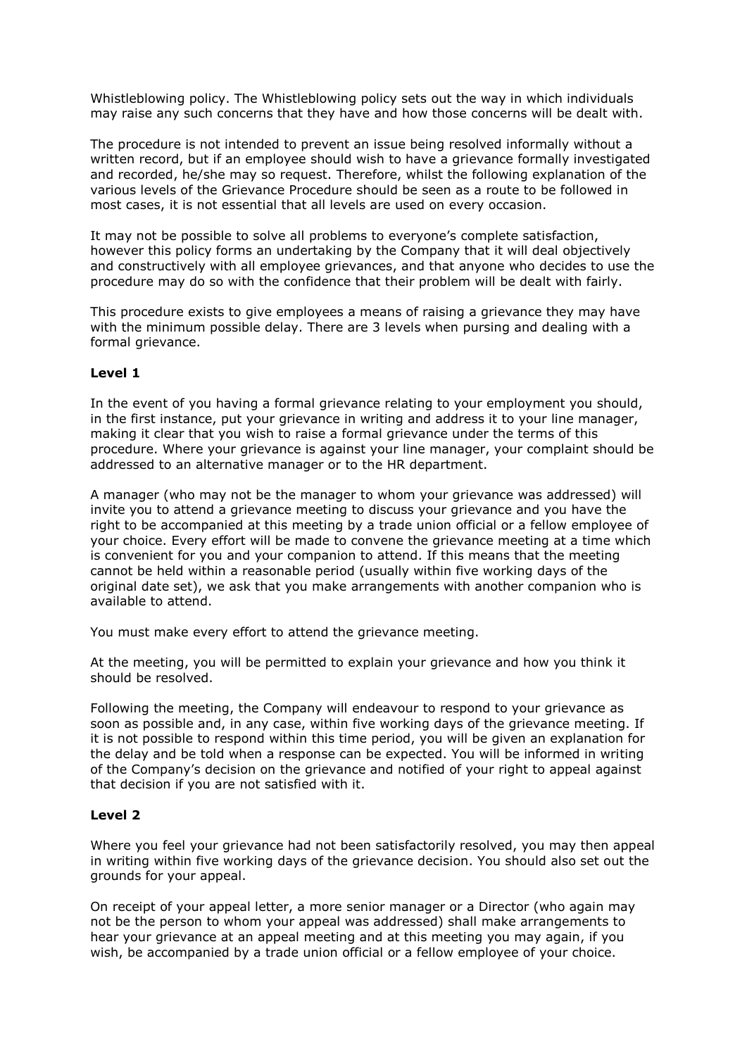Whistleblowing policy. The Whistleblowing policy sets out the way in which individuals may raise any such concerns that they have and how those concerns will be dealt with.

The procedure is not intended to prevent an issue being resolved informally without a written record, but if an employee should wish to have a grievance formally investigated and recorded, he/she may so request. Therefore, whilst the following explanation of the various levels of the Grievance Procedure should be seen as a route to be followed in most cases, it is not essential that all levels are used on every occasion.

It may not be possible to solve all problems to everyone's complete satisfaction, however this policy forms an undertaking by the Company that it will deal objectively and constructively with all employee grievances, and that anyone who decides to use the procedure may do so with the confidence that their problem will be dealt with fairly.

This procedure exists to give employees a means of raising a grievance they may have with the minimum possible delay. There are 3 levels when pursing and dealing with a formal grievance.

**Level 1**

In the event of you having a formal grievance relating to your employment you should, in the first instance, put your grievance in writing and address it to your line manager, making it clear that you wish to raise a formal grievance under the terms of this procedure. Where your grievance is against your line manager, your complaint should be addressed to an alternative manager or to the HR department.

A manager (who may not be the manager to whom your grievance was addressed) will invite you to attend a grievance meeting to discuss your grievance and you have the right to be accompanied at this meeting by a trade union official or a fellow employee of your choice. Every effort will be made to convene the grievance meeting at a time which is convenient for you and your companion to attend. If this means that the meeting cannot be held within a reasonable period (usually within five working days of the original date set), we ask that you make arrangements with another companion who is available to attend.

You must make every effort to attend the grievance meeting.

At the meeting, you will be permitted to explain your grievance and how you think it should be resolved.

Following the meeting, the Company will endeavour to respond to your grievance as soon as possible and, in any case, within five working days of the grievance meeting. If it is not possible to respond within this time period, you will be given an explanation for the delay and be told when a response can be expected. You will be informed in writing of the Company's decision on the grievance and notified of your right to appeal against that decision if you are not satisfied with it.

**Level 2**

Where you feel your grievance had not been satisfactorily resolved, you may then appeal in writing within five working days of the grievance decision. You should also set out the grounds for your appeal.

On receipt of your appeal letter, a more senior manager or a Director (who again may not be the person to whom your appeal was addressed) shall make arrangements to hear your grievance at an appeal meeting and at this meeting you may again, if you wish, be accompanied by a trade union official or a fellow employee of your choice.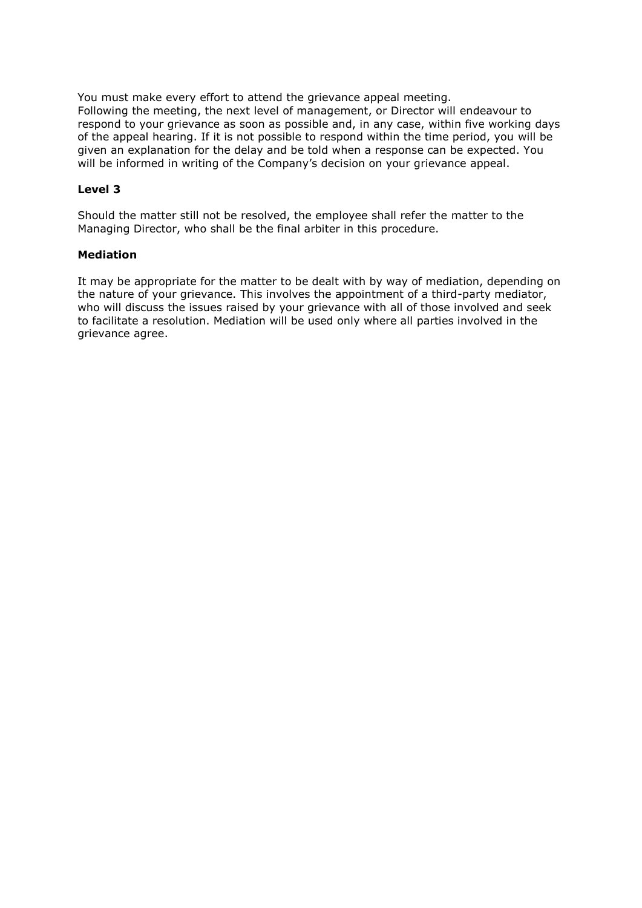You must make every effort to attend the grievance appeal meeting.
Following the meeting, the next level of management, or Director will endeavour to respond to your grievance as soon as possible and, in any case, within five working days of the appeal hearing. If it is not possible to respond within the time period, you will be given an explanation for the delay and be told when a response can be expected. You will be informed in writing of the Company's decision on your grievance appeal.

**Level 3**

Should the matter still not be resolved, the employee shall refer the matter to the Managing Director, who shall be the final arbiter in this procedure.

**Mediation**

It may be appropriate for the matter to be dealt with by way of mediation, depending on the nature of your grievance. This involves the appointment of a third-party mediator, who will discuss the issues raised by your grievance with all of those involved and seek to facilitate a resolution. Mediation will be used only where all parties involved in the grievance agree.